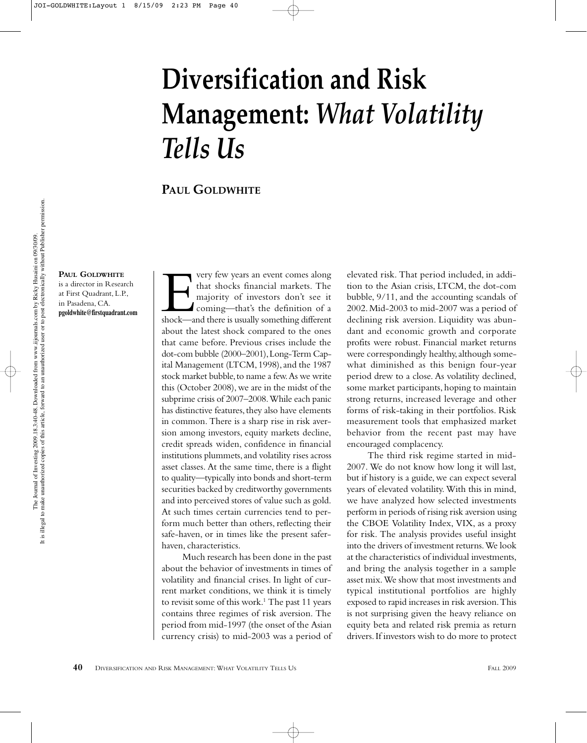# Diversification and Risk Management: *What Volatility Tells Us*

**PAUL GOLDWHITE**

**PAUL GOLDWHITE** is a director in Research at First Quadrant, L.P., in Pasadena, CA.
**pgoldwhite@firstquadrant.com**

Every few years an event comes along that shocks financial markets. The majority of investors don't see it coming—that's the definition of a shock—and there is usually something different about the latest shock compared to the ones that came before. Previous crises include the dot-com bubble (2000–2001), Long-Term Capital Management (LTCM, 1998), and the 1987 stock market bubble, to name a few. As we write this (October 2008), we are in the midst of the subprime crisis of 2007–2008. While each panic has distinctive features, they also have elements in common. There is a sharp rise in risk aversion among investors, equity markets decline, credit spreads widen, confidence in financial institutions plummets, and volatility rises across asset classes. At the same time, there is a flight to quality—typically into bonds and short-term securities backed by creditworthy governments and into perceived stores of value such as gold. At such times certain currencies tend to perform much better than others, reflecting their safe-haven, or in times like the present saferhaven, characteristics.

Much research has been done in the past about the behavior of investments in times of volatility and financial crises. In light of current market conditions, we think it is timely to revisit some of this work.[1] The past 11 years contains three regimes of risk aversion. The period from mid-1997 (the onset of the Asian currency crisis) to mid-2003 was a period of elevated risk. That period included, in addition to the Asian crisis, LTCM, the dot-com bubble, 9/11, and the accounting scandals of 2002. Mid-2003 to mid-2007 was a period of declining risk aversion. Liquidity was abundant and economic growth and corporate profits were robust. Financial market returns were correspondingly healthy, although somewhat diminished as this benign four-year period drew to a close. As volatility declined, some market participants, hoping to maintain strong returns, increased leverage and other forms of risk-taking in their portfolios. Risk measurement tools that emphasized market behavior from the recent past may have encouraged complacency.

The third risk regime started in mid-2007. We do not know how long it will last, but if history is a guide, we can expect several years of elevated volatility. With this in mind, we have analyzed how selected investments perform in periods of rising risk aversion using the CBOE Volatility Index, VIX, as a proxy for risk. The analysis provides useful insight into the drivers of investment returns. We look at the characteristics of individual investments, and bring the analysis together in a sample asset mix. We show that most investments and typical institutional portfolios are highly exposed to rapid increases in risk aversion. This is not surprising given the heavy reliance on equity beta and related risk premia as return drivers. If investors wish to do more to protect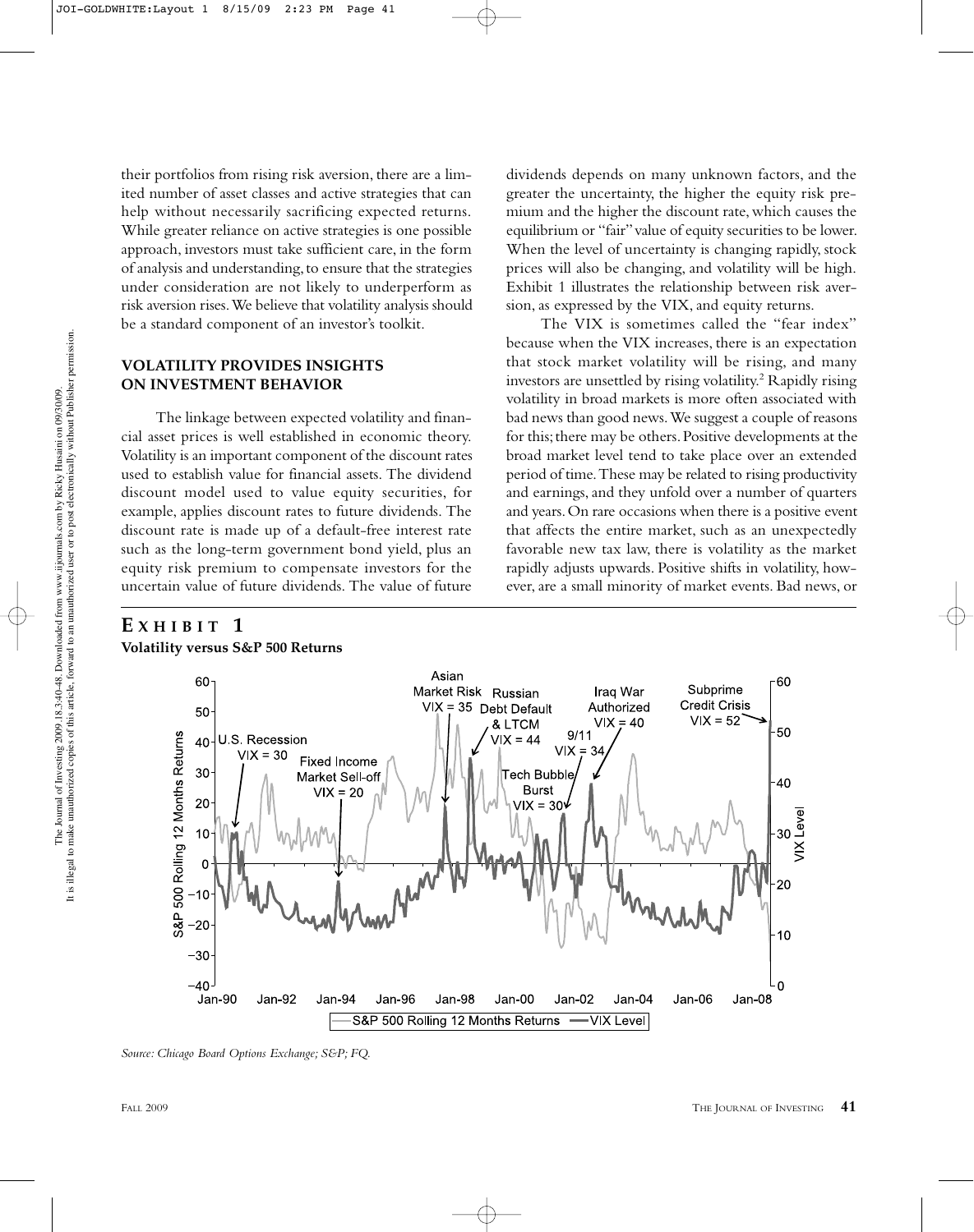their portfolios from rising risk aversion, there are a limited number of asset classes and active strategies that can help without necessarily sacrificing expected returns. While greater reliance on active strategies is one possible approach, investors must take sufficient care, in the form of analysis and understanding, to ensure that the strategies under consideration are not likely to underperform as risk aversion rises. We believe that volatility analysis should be a standard component of an investor's toolkit.

## VOLATILITY PROVIDES INSIGHTS ON INVESTMENT BEHAVIOR

The linkage between expected volatility and financial asset prices is well established in economic theory. Volatility is an important component of the discount rates used to establish value for financial assets. The dividend discount model used to value equity securities, for example, applies discount rates to future dividends. The discount rate is made up of a default-free interest rate such as the long-term government bond yield, plus an equity risk premium to compensate investors for the uncertain value of future dividends. The value of future dividends depends on many unknown factors, and the greater the uncertainty, the higher the equity risk premium and the higher the discount rate, which causes the equilibrium or "fair" value of equity securities to be lower. When the level of uncertainty is changing rapidly, stock prices will also be changing, and volatility will be high. Exhibit 1 illustrates the relationship between risk aversion, as expressed by the VIX, and equity returns.

The VIX is sometimes called the "fear index" because when the VIX increases, there is an expectation that stock market volatility will be rising, and many investors are unsettled by rising volatility.[2] Rapidly rising volatility in broad markets is more often associated with bad news than good news. We suggest a couple of reasons for this; there may be others. Positive developments at the broad market level tend to take place over an extended period of time. These may be related to rising productivity and earnings, and they unfold over a number of quarters and years. On rare occasions when there is a positive event that affects the entire market, such as an unexpectedly favorable new tax law, there is volatility as the market rapidly adjusts upwards. Positive shifts in volatility, however, are a small minority of market events. Bad news, or

**EXHIBIT 1**
**Volatility versus S&P 500 Returns**

*Source: Chicago Board Options Exchange; S&P; FQ.*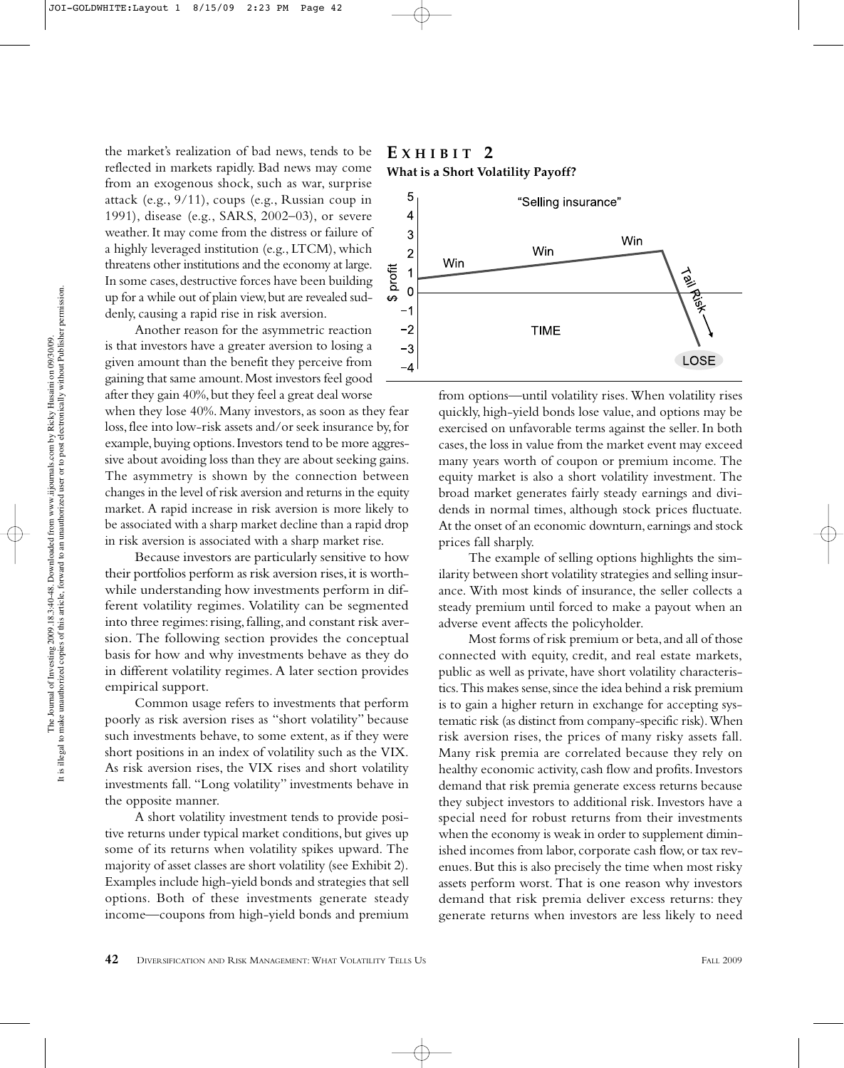the market's realization of bad news, tends to be reflected in markets rapidly. Bad news may come from an exogenous shock, such as war, surprise attack (e.g., 9/11), coups (e.g., Russian coup in 1991), disease (e.g., SARS, 2002–03), or severe weather. It may come from the distress or failure of a highly leveraged institution (e.g., LTCM), which threatens other institutions and the economy at large. In some cases, destructive forces have been building up for a while out of plain view, but are revealed suddenly, causing a rapid rise in risk aversion.

Another reason for the asymmetric reaction is that investors have a greater aversion to losing a given amount than the benefit they perceive from gaining that same amount. Most investors feel good after they gain 40%, but they feel a great deal worse when they lose 40%. Many investors, as soon as they fear loss, flee into low-risk assets and/or seek insurance by, for example, buying options. Investors tend to be more aggressive about avoiding loss than they are about seeking gains. The asymmetry is shown by the connection between changes in the level of risk aversion and returns in the equity market. A rapid increase in risk aversion is more likely to be associated with a sharp market decline than a rapid drop in risk aversion is associated with a sharp market rise.

Because investors are particularly sensitive to how their portfolios perform as risk aversion rises, it is worthwhile understanding how investments perform in different volatility regimes. Volatility can be segmented into three regimes: rising, falling, and constant risk aversion. The following section provides the conceptual basis for how and why investments behave as they do in different volatility regimes. A later section provides empirical support.

Common usage refers to investments that perform poorly as risk aversion rises as "short volatility" because such investments behave, to some extent, as if they were short positions in an index of volatility such as the VIX. As risk aversion rises, the VIX rises and short volatility investments fall. "Long volatility" investments behave in the opposite manner.

A short volatility investment tends to provide positive returns under typical market conditions, but gives up some of its returns when volatility spikes upward. The majority of asset classes are short volatility (see Exhibit 2). Examples include high-yield bonds and strategies that sell options. Both of these investments generate steady income—coupons from high-yield bonds and premium from options—until volatility rises. When volatility rises quickly, high-yield bonds lose value, and options may be exercised on unfavorable terms against the seller. In both cases, the loss in value from the market event may exceed many years worth of coupon or premium income. The equity market is also a short volatility investment. The broad market generates fairly steady earnings and dividends in normal times, although stock prices fluctuate. At the onset of an economic downturn, earnings and stock prices fall sharply.

**EXHIBIT 2**
**What is a Short Volatility Payoff?**

The example of selling options highlights the similarity between short volatility strategies and selling insurance. With most kinds of insurance, the seller collects a steady premium until forced to make a payout when an adverse event affects the policyholder.

Most forms of risk premium or beta, and all of those connected with equity, credit, and real estate markets, public as well as private, have short volatility characteristics. This makes sense, since the idea behind a risk premium is to gain a higher return in exchange for accepting systematic risk (as distinct from company-specific risk). When risk aversion rises, the prices of many risky assets fall. Many risk premia are correlated because they rely on healthy economic activity, cash flow and profits. Investors demand that risk premia generate excess returns because they subject investors to additional risk. Investors have a special need for robust returns from their investments when the economy is weak in order to supplement diminished incomes from labor, corporate cash flow, or tax revenues. But this is also precisely the time when most risky assets perform worst. That is one reason why investors demand that risk premia deliver excess returns: they generate returns when investors are less likely to need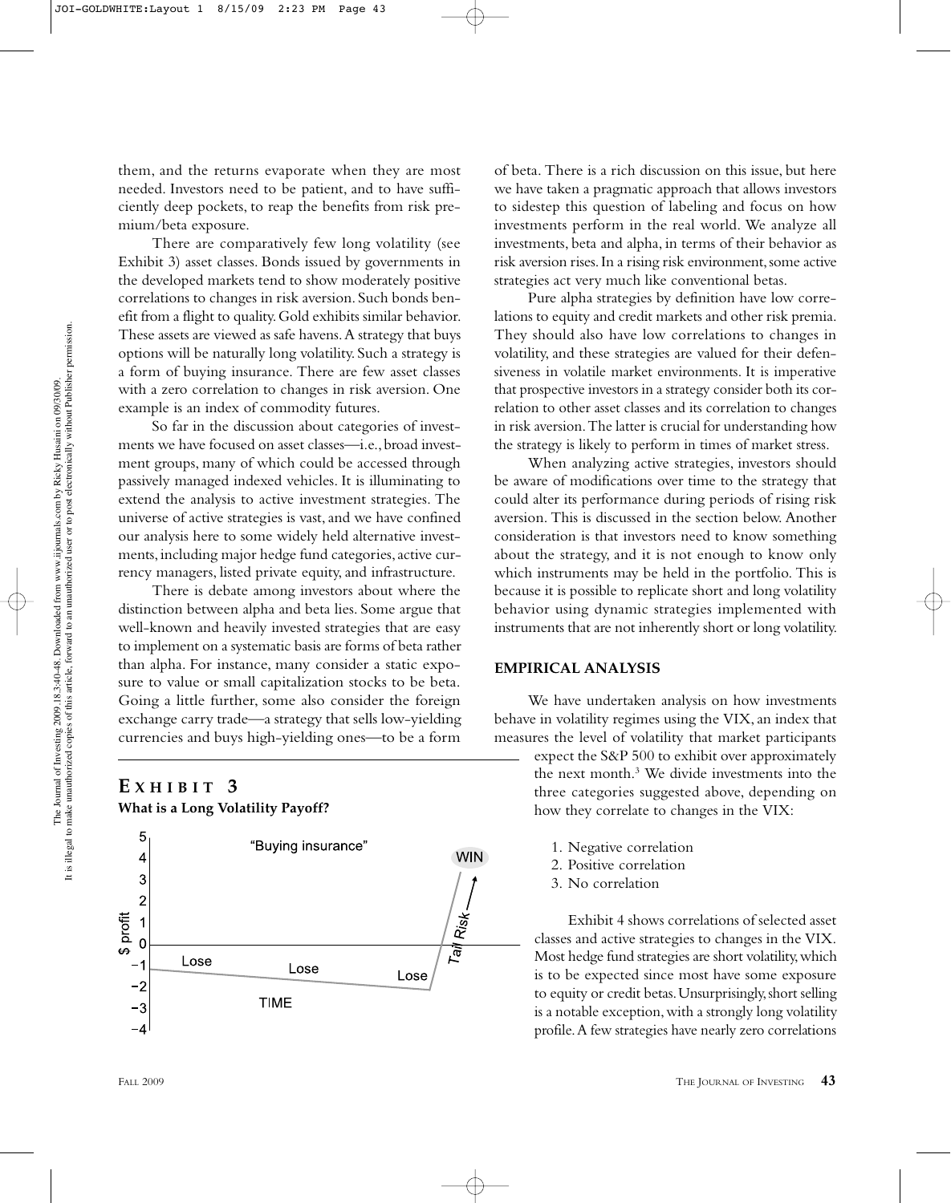them, and the returns evaporate when they are most needed. Investors need to be patient, and to have sufficiently deep pockets, to reap the benefits from risk premium/beta exposure.

There are comparatively few long volatility (see Exhibit 3) asset classes. Bonds issued by governments in the developed markets tend to show moderately positive correlations to changes in risk aversion. Such bonds benefit from a flight to quality. Gold exhibits similar behavior. These assets are viewed as safe havens. A strategy that buys options will be naturally long volatility. Such a strategy is a form of buying insurance. There are few asset classes with a zero correlation to changes in risk aversion. One example is an index of commodity futures.

So far in the discussion about categories of investments we have focused on asset classes—i.e., broad investment groups, many of which could be accessed through passively managed indexed vehicles. It is illuminating to extend the analysis to active investment strategies. The universe of active strategies is vast, and we have confined our analysis here to some widely held alternative investments, including major hedge fund categories, active currency managers, listed private equity, and infrastructure.

There is debate among investors about where the distinction between alpha and beta lies. Some argue that well-known and heavily invested strategies that are easy to implement on a systematic basis are forms of beta rather than alpha. For instance, many consider a static exposure to value or small capitalization stocks to be beta. Going a little further, some also consider the foreign exchange carry trade—a strategy that sells low-yielding currencies and buys high-yielding ones—to be a form of beta. There is a rich discussion on this issue, but here we have taken a pragmatic approach that allows investors to sidestep this question of labeling and focus on how investments perform in the real world. We analyze all investments, beta and alpha, in terms of their behavior as risk aversion rises. In a rising risk environment, some active strategies act very much like conventional betas.

Pure alpha strategies by definition have low correlations to equity and credit markets and other risk premia. They should also have low correlations to changes in volatility, and these strategies are valued for their defensiveness in volatile market environments. It is imperative that prospective investors in a strategy consider both its correlation to other asset classes and its correlation to changes in risk aversion. The latter is crucial for understanding how the strategy is likely to perform in times of market stress.

When analyzing active strategies, investors should be aware of modifications over time to the strategy that could alter its performance during periods of rising risk aversion. This is discussed in the section below. Another consideration is that investors need to know something about the strategy, and it is not enough to know only which instruments may be held in the portfolio. This is because it is possible to replicate short and long volatility behavior using dynamic strategies implemented with instruments that are not inherently short or long volatility.

**EXHIBIT 3**
**What is a Long Volatility Payoff?**

"Buying insurance" — $ profit (vertical axis, −4 to 5) vs. TIME; Lose, Lose, Lose, then Tail Risk → WIN

## EMPIRICAL ANALYSIS

We have undertaken analysis on how investments behave in volatility regimes using the VIX, an index that measures the level of volatility that market participants expect the S&P 500 to exhibit over approximately the next month.[3] We divide investments into the three categories suggested above, depending on how they correlate to changes in the VIX:

1. Negative correlation
2. Positive correlation
3. No correlation

Exhibit 4 shows correlations of selected asset classes and active strategies to changes in the VIX. Most hedge fund strategies are short volatility, which is to be expected since most have some exposure to equity or credit betas. Unsurprisingly, short selling is a notable exception, with a strongly long volatility profile. A few strategies have nearly zero correlations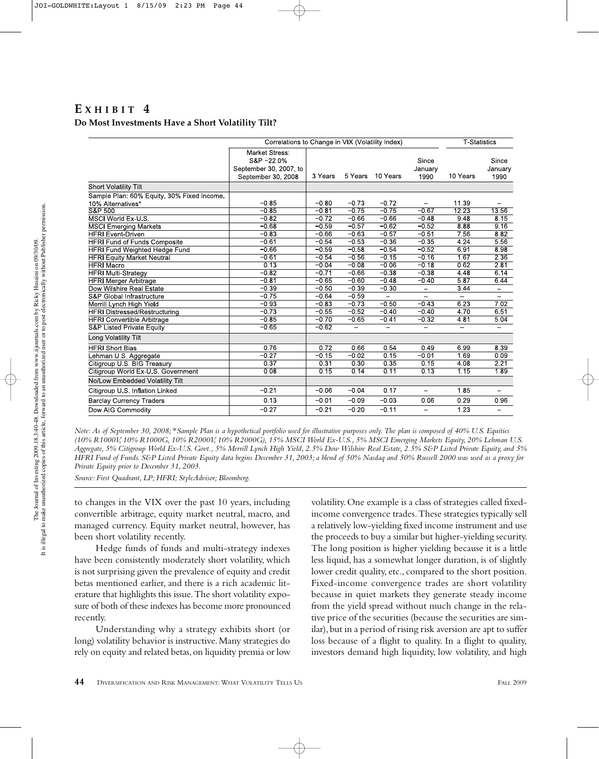## EXHIBIT 4

**Do Most Investments Have a Short Volatility Tilt?**

| | Correlations to Change in VIX (Volatility Index) | | | | | T-Statistics | |
|---|---|---|---|---|---|---|---|
| | Market Stress: S&P −22.0% September 30, 2007, to September 30, 2008 | 3 Years | 5 Years | 10 Years | Since January 1990 | 10 Years | Since January 1990 |
| **Short Volatility Tilt** | | | | | | | |
| Sample Plan: 60% Equity, 30% Fixed Income, 10% Alternatives* | −0.85 | −0.80 | −0.73 | −0.72 | – | 11.39 | – |
| S&P 500 | −0.85 | −0.81 | −0.75 | −0.75 | −0.67 | 12.23 | 13.56 |
| MSCI World Ex-U.S. | −0.82 | −0.72 | −0.66 | −0.66 | −0.48 | 9.48 | 8.15 |
| MSCI Emerging Markets | −0.68 | −0.59 | −0.57 | −0.62 | −0.52 | 8.88 | 9.16 |
| HFRI Event-Driven | −0.83 | −0.66 | −0.63 | −0.57 | −0.51 | 7.56 | 8.82 |
| HFRI Fund of Funds Composite | −0.61 | −0.54 | −0.53 | −0.36 | −0.35 | 4.24 | 5.56 |
| HFRI Fund Weighted Hedge Fund | −0.66 | −0.59 | −0.58 | −0.54 | −0.52 | 6.91 | 8.98 |
| HFRI Equity Market Neutral | −0.61 | −0.54 | −0.56 | −0.15 | −0.16 | 1.67 | 2.36 |
| HFRI Macro | 0.13 | −0.04 | −0.08 | −0.06 | −0.18 | 0.62 | 2.81 |
| HFRI Multi-Strategy | −0.82 | −0.71 | −0.66 | −0.38 | −0.38 | 4.48 | 6.14 |
| HFRI Merger Arbitrage | −0.81 | −0.65 | −0.60 | −0.48 | −0.40 | 5.87 | 6.44 |
| Dow Wilshire Real Estate | −0.39 | −0.50 | −0.39 | −0.30 | – | 3.44 | – |
| S&P Global Infrastructure | −0.75 | −0.64 | −0.59 | – | – | – | – |
| Merrill Lynch High Yield | −0.93 | −0.83 | −0.73 | −0.50 | −0.43 | 6.23 | 7.02 |
| HFRI Distressed/Restructuring | −0.73 | −0.55 | −0.52 | −0.40 | −0.40 | 4.70 | 6.51 |
| HFRI Convertible Arbitrage | −0.85 | −0.70 | −0.65 | −0.41 | −0.32 | 4.81 | 5.04 |
| S&P Listed Private Equity | −0.65 | −0.62 | – | – | – | – | – |
| **Long Volatility Tilt** | | | | | | | |
| HFRI Short Bias | 0.76 | 0.72 | 0.66 | 0.54 | 0.49 | 6.99 | 8.39 |
| Lehman U.S. Aggregate | −0.27 | −0.15 | −0.02 | 0.15 | −0.01 | 1.69 | 0.09 |
| Citigroup U.S. BIG Treasury | 0.37 | 0.31 | 0.30 | 0.35 | 0.15 | 4.08 | 2.21 |
| Citigroup World Ex-U.S. Government | 0.08 | 0.15 | 0.14 | 0.11 | 0.13 | 1.15 | 1.89 |
| **No/Low Embedded Volatility Tilt** | | | | | | | |
| Citigroup U.S. Inflation Linked | −0.21 | −0.06 | −0.04 | 0.17 | – | 1.85 | – |
| Barclay Currency Traders | 0.13 | −0.01 | −0.09 | −0.03 | 0.06 | 0.29 | 0.96 |
| Dow AIG Commodity | −0.27 | −0.21 | −0.20 | −0.11 | – | 1.23 | – |

*Note: As of September 30, 2008; *Sample Plan is a hypothetical portfolio used for illustrative purposes only. The plan is composed of 40% U.S. Equities (10% R1000V, 10% R1000G, 10% R2000V, 10% R2000G), 15% MSCI World Ex-U.S., 5% MSCI Emerging Markets Equity, 20% Lehman U.S. Aggregate, 5% Citigroup World Ex-U.S. Govt., 5% Merrill Lynch High Yield, 2.5% Dow Wilshire Real Estate, 2.5% S&P Listed Private Equity, and 5% HFRI Fund of Funds. S&P Listed Private Equity data begins December 31, 2003; a blend of 50% Nasdaq and 50% Russell 2000 was used as a proxy for Private Equity prior to December 31, 2003.*

*Source: First Quadrant, LP; HFRI; StyleAdvisor; Bloomberg.*

to changes in the VIX over the past 10 years, including convertible arbitrage, equity market neutral, macro, and managed currency. Equity market neutral, however, has been short volatility recently.

Hedge funds of funds and multi-strategy indexes have been consistently moderately short volatility, which is not surprising given the prevalence of equity and credit betas mentioned earlier, and there is a rich academic literature that highlights this issue. The short volatility exposure of both of these indexes has become more pronounced recently.

Understanding why a strategy exhibits short (or long) volatility behavior is instructive. Many strategies do rely on equity and related betas, on liquidity premia or low volatility. One example is a class of strategies called fixed-income convergence trades. These strategies typically sell a relatively low-yielding fixed income instrument and use the proceeds to buy a similar but higher-yielding security. The long position is higher yielding because it is a little less liquid, has a somewhat longer duration, is of slightly lower credit quality, etc., compared to the short position. Fixed-income convergence trades are short volatility because in quiet markets they generate steady income from the yield spread without much change in the relative price of the securities (because the securities are similar), but in a period of rising risk aversion are apt to suffer loss because of a flight to quality. In a flight to quality, investors demand high liquidity, low volatility, and high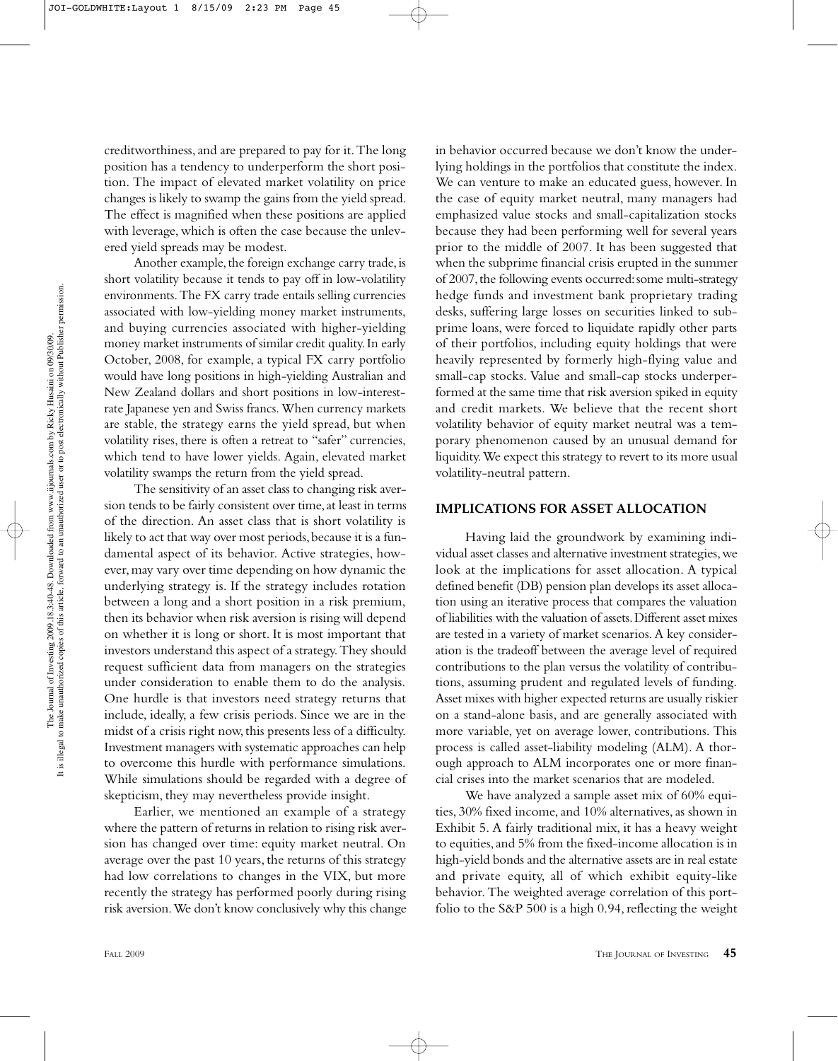creditworthiness, and are prepared to pay for it. The long position has a tendency to underperform the short position. The impact of elevated market volatility on price changes is likely to swamp the gains from the yield spread. The effect is magnified when these positions are applied with leverage, which is often the case because the unlevered yield spreads may be modest.

Another example, the foreign exchange carry trade, is short volatility because it tends to pay off in low-volatility environments. The FX carry trade entails selling currencies associated with low-yielding money market instruments, and buying currencies associated with higher-yielding money market instruments of similar credit quality. In early October, 2008, for example, a typical FX carry portfolio would have long positions in high-yielding Australian and New Zealand dollars and short positions in low-interest-rate Japanese yen and Swiss francs. When currency markets are stable, the strategy earns the yield spread, but when volatility rises, there is often a retreat to "safer" currencies, which tend to have lower yields. Again, elevated market volatility swamps the return from the yield spread.

The sensitivity of an asset class to changing risk aversion tends to be fairly consistent over time, at least in terms of the direction. An asset class that is short volatility is likely to act that way over most periods, because it is a fundamental aspect of its behavior. Active strategies, however, may vary over time depending on how dynamic the underlying strategy is. If the strategy includes rotation between a long and a short position in a risk premium, then its behavior when risk aversion is rising will depend on whether it is long or short. It is most important that investors understand this aspect of a strategy. They should request sufficient data from managers on the strategies under consideration to enable them to do the analysis. One hurdle is that investors need strategy returns that include, ideally, a few crisis periods. Since we are in the midst of a crisis right now, this presents less of a difficulty. Investment managers with systematic approaches can help to overcome this hurdle with performance simulations. While simulations should be regarded with a degree of skepticism, they may nevertheless provide insight.

Earlier, we mentioned an example of a strategy where the pattern of returns in relation to rising risk aversion has changed over time: equity market neutral. On average over the past 10 years, the returns of this strategy had low correlations to changes in the VIX, but more recently the strategy has performed poorly during rising risk aversion. We don't know conclusively why this change in behavior occurred because we don't know the underlying holdings in the portfolios that constitute the index. We can venture to make an educated guess, however. In the case of equity market neutral, many managers had emphasized value stocks and small-capitalization stocks because they had been performing well for several years prior to the middle of 2007. It has been suggested that when the subprime financial crisis erupted in the summer of 2007, the following events occurred: some multi-strategy hedge funds and investment bank proprietary trading desks, suffering large losses on securities linked to subprime loans, were forced to liquidate rapidly other parts of their portfolios, including equity holdings that were heavily represented by formerly high-flying value and small-cap stocks. Value and small-cap stocks underperformed at the same time that risk aversion spiked in equity and credit markets. We believe that the recent short volatility behavior of equity market neutral was a temporary phenomenon caused by an unusual demand for liquidity. We expect this strategy to revert to its more usual volatility-neutral pattern.

## IMPLICATIONS FOR ASSET ALLOCATION

Having laid the groundwork by examining individual asset classes and alternative investment strategies, we look at the implications for asset allocation. A typical defined benefit (DB) pension plan develops its asset allocation using an iterative process that compares the valuation of liabilities with the valuation of assets. Different asset mixes are tested in a variety of market scenarios. A key consideration is the tradeoff between the average level of required contributions to the plan versus the volatility of contributions, assuming prudent and regulated levels of funding. Asset mixes with higher expected returns are usually riskier on a stand-alone basis, and are generally associated with more variable, yet on average lower, contributions. This process is called asset-liability modeling (ALM). A thorough approach to ALM incorporates one or more financial crises into the market scenarios that are modeled.

We have analyzed a sample asset mix of 60% equities, 30% fixed income, and 10% alternatives, as shown in Exhibit 5. A fairly traditional mix, it has a heavy weight to equities, and 5% from the fixed-income allocation is in high-yield bonds and the alternative assets are in real estate and private equity, all of which exhibit equity-like behavior. The weighted average correlation of this portfolio to the S&P 500 is a high 0.94, reflecting the weight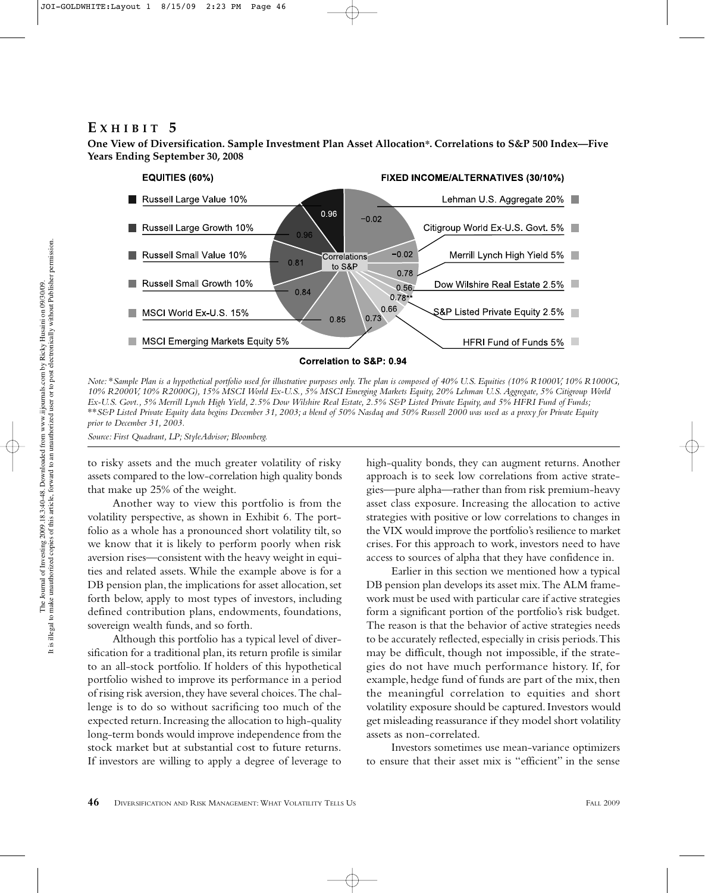## EXHIBIT 5

**One View of Diversification. Sample Investment Plan Asset Allocation*. Correlations to S&P 500 Index—Five Years Ending September 30, 2008**

| EQUITIES (60%) | Correlation to S&P |
|---|---|
| Russell Large Value 10% | 0.96 |
| Russell Large Growth 10% | 0.96 |
| Russell Small Value 10% | 0.81 |
| Russell Small Growth 10% | 0.84 |
| MSCI World Ex-U.S. 15% | 0.85 |
| MSCI Emerging Markets Equity 5% | 0.73 |

| FIXED INCOME/ALTERNATIVES (30/10%) | Correlation to S&P |
|---|---|
| Lehman U.S. Aggregate 20% | −0.02 |
| Citigroup World Ex-U.S. Govt. 5% | −0.02 |
| Merrill Lynch High Yield 5% | 0.78 |
| Dow Wilshire Real Estate 2.5% | 0.56 |
| S&P Listed Private Equity 2.5% | 0.78** |
| HFRI Fund of Funds 5% | 0.66 |

**Correlation to S&P: 0.94**

*Note: *Sample Plan is a hypothetical portfolio used for illustrative purposes only. The plan is composed of 40% U.S. Equities (10% R1000V, 10% R1000G, 10% R2000V, 10% R2000G), 15% MSCI World Ex-U.S., 5% MSCI Emerging Markets Equity, 20% Lehman U.S. Aggregate, 5% Citigroup World Ex-U.S. Govt., 5% Merrill Lynch High Yield, 2.5% Dow Wilshire Real Estate, 2.5% S&P Listed Private Equity, and 5% HFRI Fund of Funds;*
*\*\*S&P Listed Private Equity data begins December 31, 2003; a blend of 50% Nasdaq and 50% Russell 2000 was used as a proxy for Private Equity prior to December 31, 2003.*

*Source: First Quadrant, LP; StyleAdvisor; Bloomberg.*

to risky assets and the much greater volatility of risky assets compared to the low-correlation high quality bonds that make up 25% of the weight.

Another way to view this portfolio is from the volatility perspective, as shown in Exhibit 6. The portfolio as a whole has a pronounced short volatility tilt, so we know that it is likely to perform poorly when risk aversion rises—consistent with the heavy weight in equities and related assets. While the example above is for a DB pension plan, the implications for asset allocation, set forth below, apply to most types of investors, including defined contribution plans, endowments, foundations, sovereign wealth funds, and so forth.

Although this portfolio has a typical level of diversification for a traditional plan, its return profile is similar to an all-stock portfolio. If holders of this hypothetical portfolio wished to improve its performance in a period of rising risk aversion, they have several choices. The challenge is to do so without sacrificing too much of the expected return. Increasing the allocation to high-quality long-term bonds would improve independence from the stock market but at substantial cost to future returns. If investors are willing to apply a degree of leverage to high-quality bonds, they can augment returns. Another approach is to seek low correlations from active strategies—pure alpha—rather than from risk premium-heavy asset class exposure. Increasing the allocation to active strategies with positive or low correlations to changes in the VIX would improve the portfolio's resilience to market crises. For this approach to work, investors need to have access to sources of alpha that they have confidence in.

Earlier in this section we mentioned how a typical DB pension plan develops its asset mix. The ALM framework must be used with particular care if active strategies form a significant portion of the portfolio's risk budget. The reason is that the behavior of active strategies needs to be accurately reflected, especially in crisis periods. This may be difficult, though not impossible, if the strategies do not have much performance history. If, for example, hedge fund of funds are part of the mix, then the meaningful correlation to equities and short volatility exposure should be captured. Investors would get misleading reassurance if they model short volatility assets as non-correlated.

Investors sometimes use mean-variance optimizers to ensure that their asset mix is "efficient" in the sense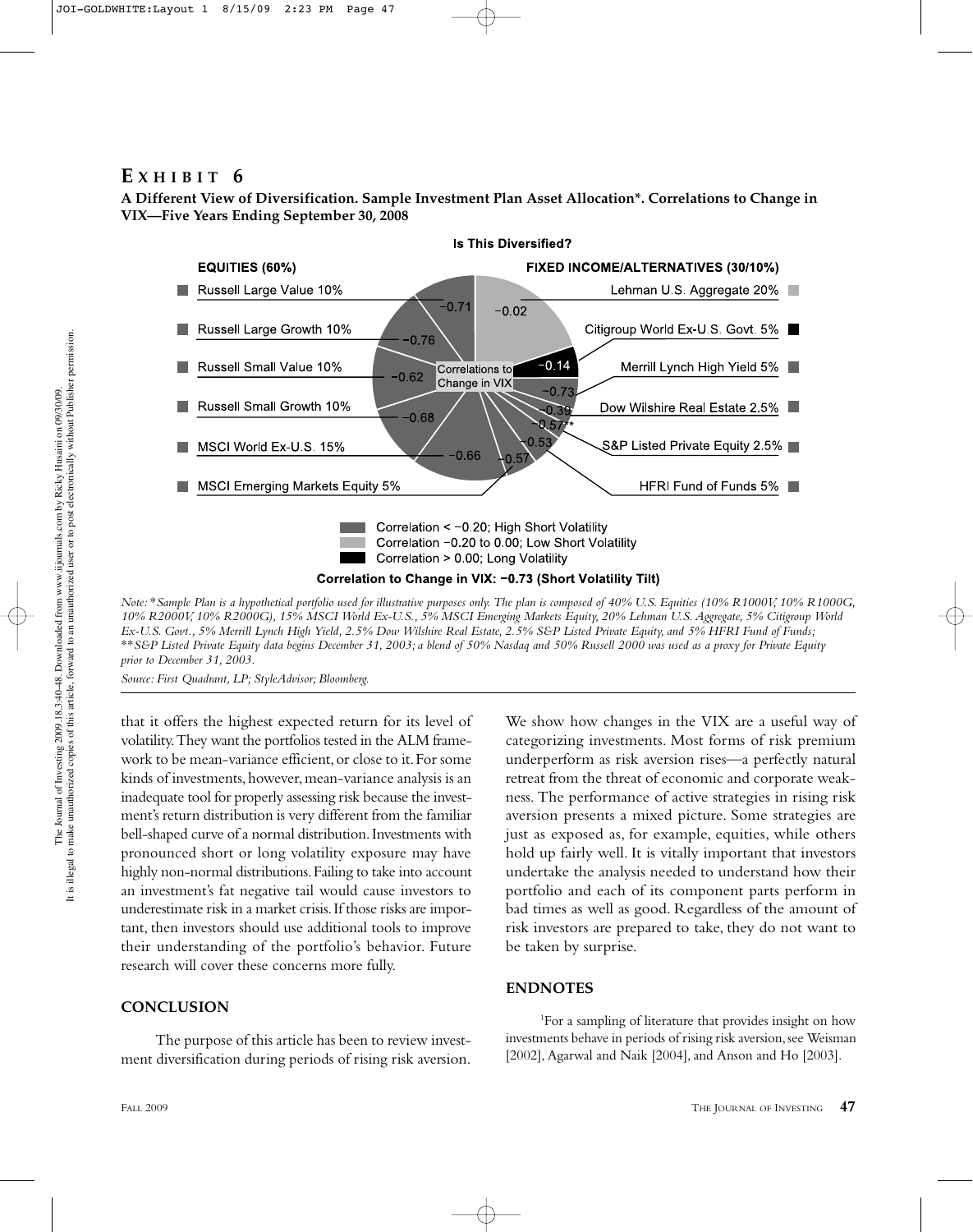## EXHIBIT 6

**A Different View of Diversification. Sample Investment Plan Asset Allocation*. Correlations to Change in VIX—Five Years Ending September 30, 2008**

Is This Diversified?

| EQUITIES (60%) | Correlation to Change in VIX |
|---|---|
| Russell Large Value 10% | −0.71 |
| Russell Large Growth 10% | −0.76 |
| Russell Small Value 10% | −0.62 |
| Russell Small Growth 10% | −0.68 |
| MSCI World Ex-U.S. 15% | −0.66 |
| MSCI Emerging Markets Equity 5% | −0.57 |

| FIXED INCOME/ALTERNATIVES (30/10%) | Correlation to Change in VIX |
|---|---|
| Lehman U.S. Aggregate 20% | −0.02 |
| Citigroup World Ex-U.S. Govt. 5% | −0.14 |
| Merrill Lynch High Yield 5% | −0.73 |
| Dow Wilshire Real Estate 2.5% | −0.39 |
| S&P Listed Private Equity 2.5% | −0.57** |
| HFRI Fund of Funds 5% | −0.53 |

Correlation < −0.20; High Short Volatility
Correlation −0.20 to 0.00; Low Short Volatility
Correlation > 0.00; Long Volatility

**Correlation to Change in VIX: −0.73 (Short Volatility Tilt)**

*Note: *Sample Plan is a hypothetical portfolio used for illustrative purposes only. The plan is composed of 40% U.S. Equities (10% R1000V, 10% R1000G, 10% R2000V, 10% R2000G), 15% MSCI World Ex-U.S., 5% MSCI Emerging Markets Equity, 20% Lehman U.S. Aggregate, 5% Citigroup World Ex-U.S. Govt., 5% Merrill Lynch High Yield, 2.5% Dow Wilshire Real Estate, 2.5% S&P Listed Private Equity, and 5% HFRI Fund of Funds; **S&P Listed Private Equity data begins December 31, 2003; a blend of 50% Nasdaq and 50% Russell 2000 was used as a proxy for Private Equity prior to December 31, 2003.*

*Source: First Quadrant, LP; StyleAdvisor; Bloomberg.*

that it offers the highest expected return for its level of volatility. They want the portfolios tested in the ALM framework to be mean-variance efficient, or close to it. For some kinds of investments, however, mean-variance analysis is an inadequate tool for properly assessing risk because the investment's return distribution is very different from the familiar bell-shaped curve of a normal distribution. Investments with pronounced short or long volatility exposure may have highly non-normal distributions. Failing to take into account an investment's fat negative tail would cause investors to underestimate risk in a market crisis. If those risks are important, then investors should use additional tools to improve their understanding of the portfolio's behavior. Future research will cover these concerns more fully.

## CONCLUSION

The purpose of this article has been to review investment diversification during periods of rising risk aversion. We show how changes in the VIX are a useful way of categorizing investments. Most forms of risk premium underperform as risk aversion rises—a perfectly natural retreat from the threat of economic and corporate weakness. The performance of active strategies in rising risk aversion presents a mixed picture. Some strategies are just as exposed as, for example, equities, while others hold up fairly well. It is vitally important that investors undertake the analysis needed to understand how their portfolio and each of its component parts perform in bad times as well as good. Regardless of the amount of risk investors are prepared to take, they do not want to be taken by surprise.

## ENDNOTES

[1]For a sampling of literature that provides insight on how investments behave in periods of rising risk aversion, see Weisman [2002], Agarwal and Naik [2004], and Anson and Ho [2003].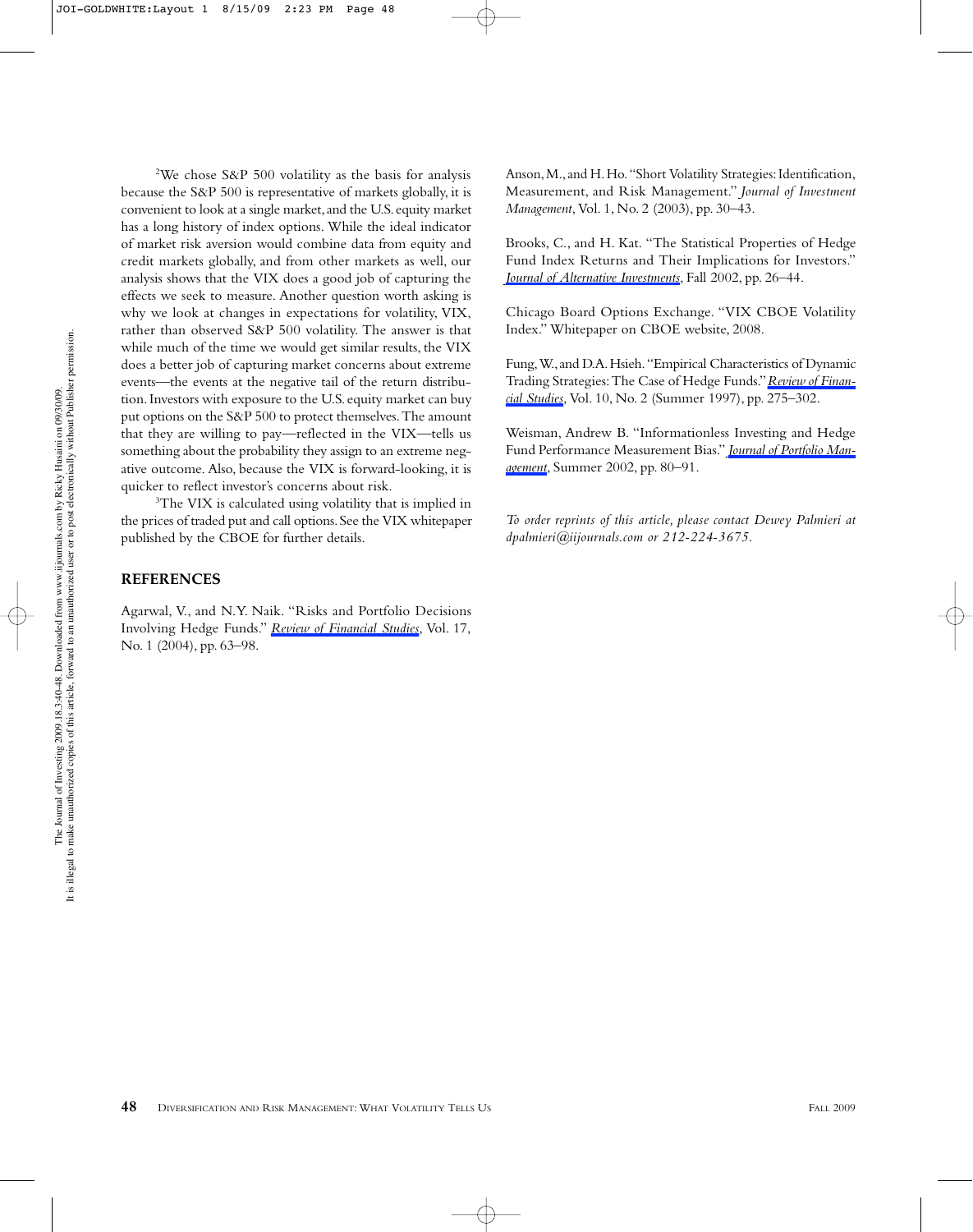[2] We chose S&P 500 volatility as the basis for analysis because the S&P 500 is representative of markets globally, it is convenient to look at a single market, and the U.S. equity market has a long history of index options. While the ideal indicator of market risk aversion would combine data from equity and credit markets globally, and from other markets as well, our analysis shows that the VIX does a good job of capturing the effects we seek to measure. Another question worth asking is why we look at changes in expectations for volatility, VIX, rather than observed S&P 500 volatility. The answer is that while much of the time we would get similar results, the VIX does a better job of capturing market concerns about extreme events—the events at the negative tail of the return distribution. Investors with exposure to the U.S. equity market can buy put options on the S&P 500 to protect themselves. The amount that they are willing to pay—reflected in the VIX—tells us something about the probability they assign to an extreme negative outcome. Also, because the VIX is forward-looking, it is quicker to reflect investor's concerns about risk.

[3] The VIX is calculated using volatility that is implied in the prices of traded put and call options. See the VIX whitepaper published by the CBOE for further details.

## REFERENCES

Agarwal, V., and N.Y. Naik. "Risks and Portfolio Decisions Involving Hedge Funds." *Review of Financial Studies*, Vol. 17, No. 1 (2004), pp. 63–98.

Anson, M., and H. Ho. "Short Volatility Strategies: Identification, Measurement, and Risk Management." *Journal of Investment Management*, Vol. 1, No. 2 (2003), pp. 30–43.

Brooks, C., and H. Kat. "The Statistical Properties of Hedge Fund Index Returns and Their Implications for Investors." *Journal of Alternative Investments*, Fall 2002, pp. 26–44.

Chicago Board Options Exchange. "VIX CBOE Volatility Index." Whitepaper on CBOE website, 2008.

Fung, W., and D.A. Hsieh. "Empirical Characteristics of Dynamic Trading Strategies: The Case of Hedge Funds." *Review of Financial Studies*, Vol. 10, No. 2 (Summer 1997), pp. 275–302.

Weisman, Andrew B. "Informationless Investing and Hedge Fund Performance Measurement Bias." *Journal of Portfolio Management*, Summer 2002, pp. 80–91.

*To order reprints of this article, please contact Dewey Palmieri at dpalmieri@iijournals.com or 212-224-3675.*